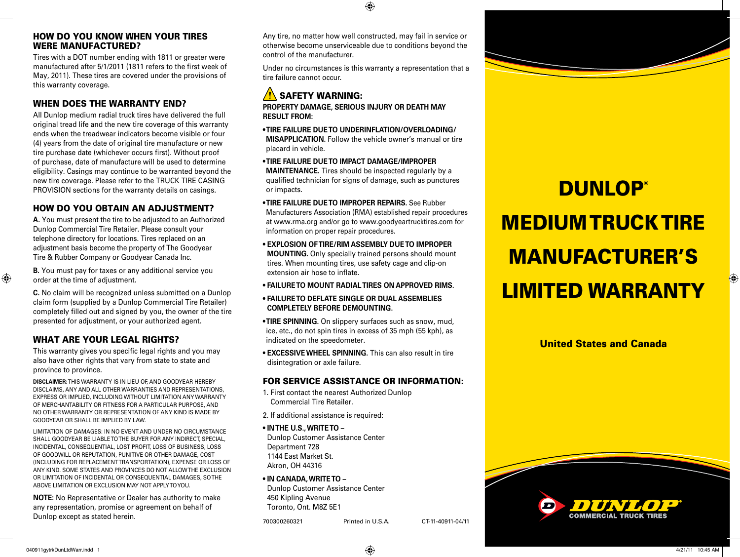## HOW DO YOU KNOW WHEN YOUR TIRES WERE MANUFACTURED?

Tires with a DOT number ending with 1811 or greater were manufactured after 5/1/2011 (1811 refers to the first week of May, 2011). These tires are covered under the provisions of this warranty coverage.

## WHEN DOES THE WARRANTY END?

All Dunlop medium radial truck tires have delivered the full original tread life and the new tire coverage of this warranty ends when the treadwear indicators become visible or four (4) years from the date of original tire manufacture or new tire purchase date (whichever occurs first). Without proof of purchase, date of manufacture will be used to determine eligibility. Casings may continue to be warranted beyond the new tire coverage. Please refer to the TRUCK TIRE CASING PROVISION sections for the warranty details on casings.

## HOW DO YOU OBTAIN AN ADJUSTMENT?

**A.** You must present the tire to be adjusted to an Authorized Dunlop Commercial Tire Retailer. Please consult your telephone directory for locations. Tires replaced on an adjustment basis become the property of The Goodyear Tire & Rubber Company or Goodyear Canada Inc.

**B.** You must pay for taxes or any additional service you order at the time of adjustment.

**C.** No claim will be recognized unless submitted on a Dunlop claim form (supplied by a Dunlop Commercial Tire Retailer) completely filled out and signed by you, the owner of the tire presented for adjustment, or your authorized agent.

## WHAT ARE YOUR LEGAL RIGHTS?

This warranty gives you specific legal rights and you may also have other rights that vary from state to state and province to province.

**DISCLAIMER:** THIS WARRANTY IS IN LIEU OF, AND GOODYEAR HEREBY DISCLAIMS, ANY AND ALL OTHER WARRANTIES AND REPRESENTATIONS, EXPRESS OR IMPLIED, INCLUDING WITHOUT LIMITATION ANY WARRANTY OF MERCHANTABILITY OR FITNESS FOR A PARTICULAR PURPOSE, AND NO OTHER WARRANTY OR REPRESENTATION OF ANY KIND IS MADE BY GOODYEAR OR SHALL BE IMPLIED BY LAW.

LIMITATION OF DAMAGES: IN NO EVENT AND UNDER NO CIRCUMSTANCE SHALL GOODYEAR BE LIABLE TO THE BUYER FOR ANY INDIRECT, SPECIAL, INCIDENTAL, CONSEQUENTIAL, LOST PROFIT, LOSS OF BUSINESS, LOSS OF GOODWILL OR REPUTATION, PUNITIVE OR OTHER DAMAGE, COST (INCLUDING FOR REPLACEMENT TRANSPORTATION), EXPENSE OR LOSS OF ANY KIND. SOME STATES AND PROVINCES DO NOT ALLOW THE EXCLUSION OR LIMITATION OF INCIDENTAL OR CONSEQUENTIAL DAMAGES, SO THE ABOVE LIMITATION OR EXCLUSION MAY NOT APPLY TO YOU.

**NOTE:** No Representative or Dealer has authority to make any representation, promise or agreement on behalf of Dunlop except as stated herein.

Any tire, no matter how well constructed, may fail in service or otherwise become unserviceable due to conditions beyond the control of the manufacturer.

Under no circumstances is this warranty a representation that a tire failure cannot occur.

## ⚠ SAFETY WARNING:

**PROPERTY DAMAGE, SERIOUS INJURY OR DEATH MAY RESULT FROM:**

- **TIRE FAILURE DUE TO UNDERINFLATION/OVERLOADING/ MISAPPLICATION.** Follow the vehicle owner's manual or tire placard in vehicle.
- **TIRE FAILURE DUE TO IMPACT DAMAGE/IMPROPER MAINTENANCE.** Tires should be inspected regularly by a qualified technician for signs of damage, such as punctures or impacts.
- **TIRE FAILURE DUE TO IMPROPER REPAIRS.** See Rubber Manufacturers Association (RMA) established repair procedures at www.rma.org and/or go to www.goodyeartrucktires.com for information on proper repair procedures.
- **EXPLOSION OF TIRE/RIM ASSEMBLY DUE TO IMPROPER MOUNTING.** Only specially trained persons should mount tires. When mounting tires, use safety cage and clip-on extension air hose to inflate.
- **FAILURE TO MOUNT RADIAL TIRES ON APPROVED RIMS.**
- **FAILURE TO DEFLATE SINGLE OR DUAL ASSEMBLIES COMPLETELY BEFORE DEMOUNTING.**
- **TIRE SPINNING.** On slippery surfaces such as snow, mud, ice, etc., do not spin tires in excess of 35 mph (55 kph), as indicated on the speedometer.
- **EXCESSIVE WHEEL SPINNING.** This can also result in tire disintegration or axle failure.

## FOR SERVICE ASSISTANCE OR INFORMATION:

1. First contact the nearest Authorized Dunlop Commercial Tire Retailer.
2. If additional assistance is required:

- **IN THE U.S., WRITE TO –**
  Dunlop Customer Assistance Center
  Department 728
  1144 East Market St.
  Akron, OH 44316
- **IN CANADA, WRITE TO –**
  Dunlop Customer Assistance Center
  450 Kipling Avenue
  Toronto, Ont. M8Z 5E1

700300260321 Printed in U.S.A. CT-11-40911-04/11

# DUNLOP® MEDIUM TRUCK TIRE MANUFACTURER'S LIMITED WARRANTY

**United States and Canada**

DUNLOP® COMMERCIAL TRUCK TIRES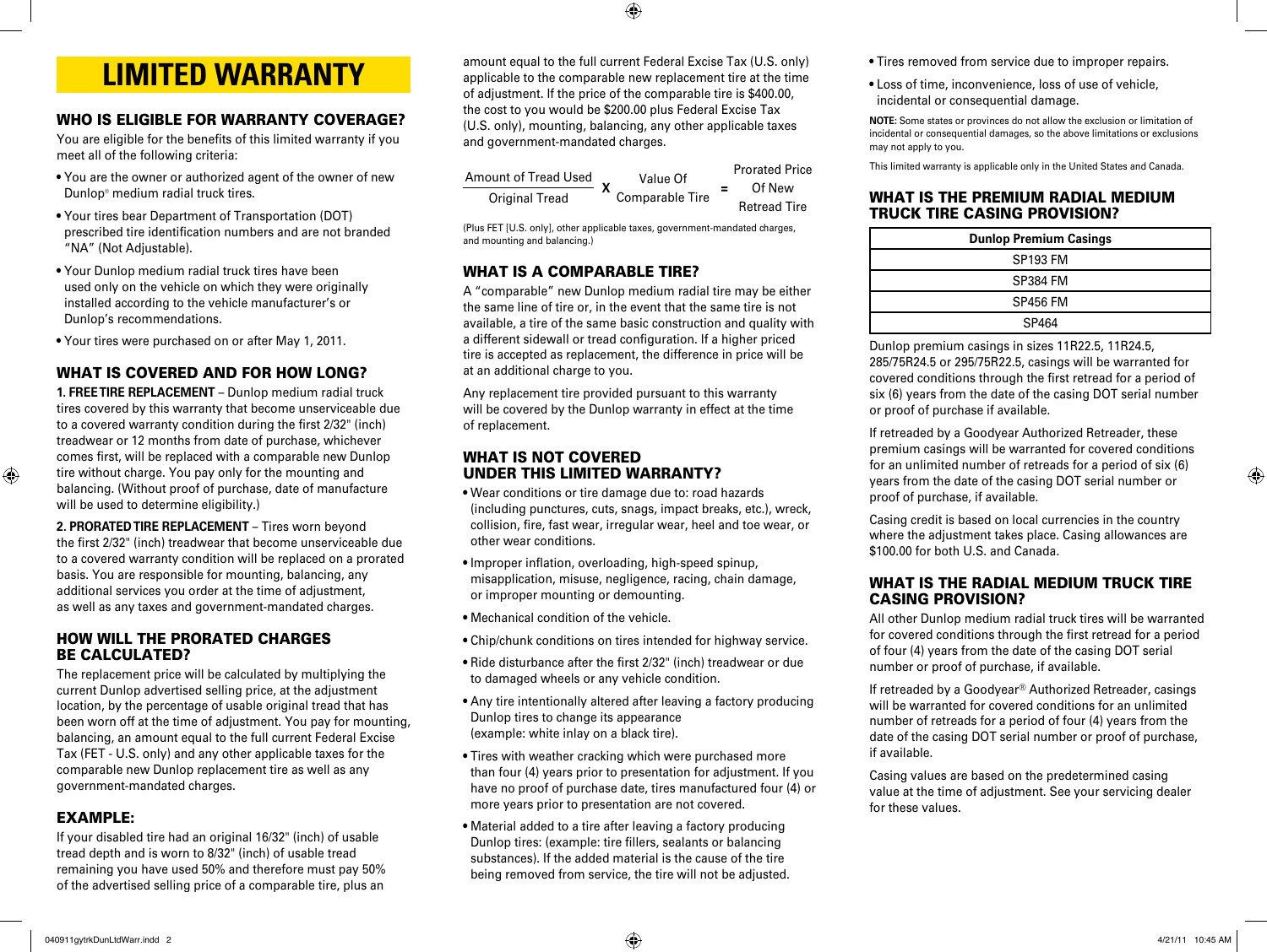# LIMITED WARRANTY

## WHO IS ELIGIBLE FOR WARRANTY COVERAGE?

You are eligible for the benefits of this limited warranty if you meet all of the following criteria:

- You are the owner or authorized agent of the owner of new Dunlop® medium radial truck tires.
- Your tires bear Department of Transportation (DOT) prescribed tire identification numbers and are not branded "NA" (Not Adjustable).
- Your Dunlop medium radial truck tires have been used only on the vehicle on which they were originally installed according to the vehicle manufacturer's or Dunlop's recommendations.
- Your tires were purchased on or after May 1, 2011.

## WHAT IS COVERED AND FOR HOW LONG?

**1. FREE TIRE REPLACEMENT** – Dunlop medium radial truck tires covered by this warranty that become unserviceable due to a covered warranty condition during the first 2/32" (inch) treadwear or 12 months from date of purchase, whichever comes first, will be replaced with a comparable new Dunlop tire without charge. You pay only for the mounting and balancing. (Without proof of purchase, date of manufacture will be used to determine eligibility.)

**2. PRORATED TIRE REPLACEMENT** – Tires worn beyond the first 2/32" (inch) treadwear that become unserviceable due to a covered warranty condition will be replaced on a prorated basis. You are responsible for mounting, balancing, any additional services you order at the time of adjustment, as well as any taxes and government-mandated charges.

## HOW WILL THE PRORATED CHARGES BE CALCULATED?

The replacement price will be calculated by multiplying the current Dunlop advertised selling price, at the adjustment location, by the percentage of usable original tread that has been worn off at the time of adjustment. You pay for mounting, balancing, an amount equal to the full current Federal Excise Tax (FET - U.S. only) and any other applicable taxes for the comparable new Dunlop replacement tire as well as any government-mandated charges.

## EXAMPLE:

If your disabled tire had an original 16/32" (inch) of usable tread depth and is worn to 8/32" (inch) of usable tread remaining you have used 50% and therefore must pay 50% of the advertised selling price of a comparable tire, plus an amount equal to the full current Federal Excise Tax (U.S. only) applicable to the comparable new replacement tire at the time of adjustment. If the price of the comparable tire is $400.00, the cost to you would be $200.00 plus Federal Excise Tax (U.S. only), mounting, balancing, any other applicable taxes and government-mandated charges.

$$\frac{\text{Amount of Tread Used}}{\text{Original Tread}} \times \text{Value Of Comparable Tire} = \text{Prorated Price Of New Retread Tire}$$

(Plus FET [U.S. only], other applicable taxes, government-mandated charges, and mounting and balancing.)

## WHAT IS A COMPARABLE TIRE?

A "comparable" new Dunlop medium radial tire may be either the same line of tire or, in the event that the same tire is not available, a tire of the same basic construction and quality with a different sidewall or tread configuration. If a higher priced tire is accepted as replacement, the difference in price will be at an additional charge to you.

Any replacement tire provided pursuant to this warranty will be covered by the Dunlop warranty in effect at the time of replacement.

## WHAT IS NOT COVERED UNDER THIS LIMITED WARRANTY?

- Wear conditions or tire damage due to: road hazards (including punctures, cuts, snags, impact breaks, etc.), wreck, collision, fire, fast wear, irregular wear, heel and toe wear, or other wear conditions.
- Improper inflation, overloading, high-speed spinup, misapplication, misuse, negligence, racing, chain damage, or improper mounting or demounting.
- Mechanical condition of the vehicle.
- Chip/chunk conditions on tires intended for highway service.
- Ride disturbance after the first 2/32" (inch) treadwear or due to damaged wheels or any vehicle condition.
- Any tire intentionally altered after leaving a factory producing Dunlop tires to change its appearance (example: white inlay on a black tire).
- Tires with weather cracking which were purchased more than four (4) years prior to presentation for adjustment. If you have no proof of purchase date, tires manufactured four (4) or more years prior to presentation are not covered.
- Material added to a tire after leaving a factory producing Dunlop tires: (example: tire fillers, sealants or balancing substances). If the added material is the cause of the tire being removed from service, the tire will not be adjusted.
- Tires removed from service due to improper repairs.
- Loss of time, inconvenience, loss of use of vehicle, incidental or consequential damage.

**NOTE:** Some states or provinces do not allow the exclusion or limitation of incidental or consequential damages, so the above limitations or exclusions may not apply to you.

This limited warranty is applicable only in the United States and Canada.

## WHAT IS THE PREMIUM RADIAL MEDIUM TRUCK TIRE CASING PROVISION?

| Dunlop Premium Casings |
|---|
| SP193 FM |
| SP384 FM |
| SP456 FM |
| SP464 |

Dunlop premium casings in sizes 11R22.5, 11R24.5, 285/75R24.5 or 295/75R22.5, casings will be warranted for covered conditions through the first retread for a period of six (6) years from the date of the casing DOT serial number or proof of purchase if available.

If retreaded by a Goodyear Authorized Retreader, these premium casings will be warranted for covered conditions for an unlimited number of retreads for a period of six (6) years from the date of the casing DOT serial number or proof of purchase, if available.

Casing credit is based on local currencies in the country where the adjustment takes place. Casing allowances are $100.00 for both U.S. and Canada.

## WHAT IS THE RADIAL MEDIUM TRUCK TIRE CASING PROVISION?

All other Dunlop medium radial truck tires will be warranted for covered conditions through the first retread for a period of four (4) years from the date of the casing DOT serial number or proof of purchase, if available.

If retreaded by a Goodyear® Authorized Retreader, casings will be warranted for covered conditions for an unlimited number of retreads for a period of four (4) years from the date of the casing DOT serial number or proof of purchase, if available.

Casing values are based on the predetermined casing value at the time of adjustment. See your servicing dealer for these values.